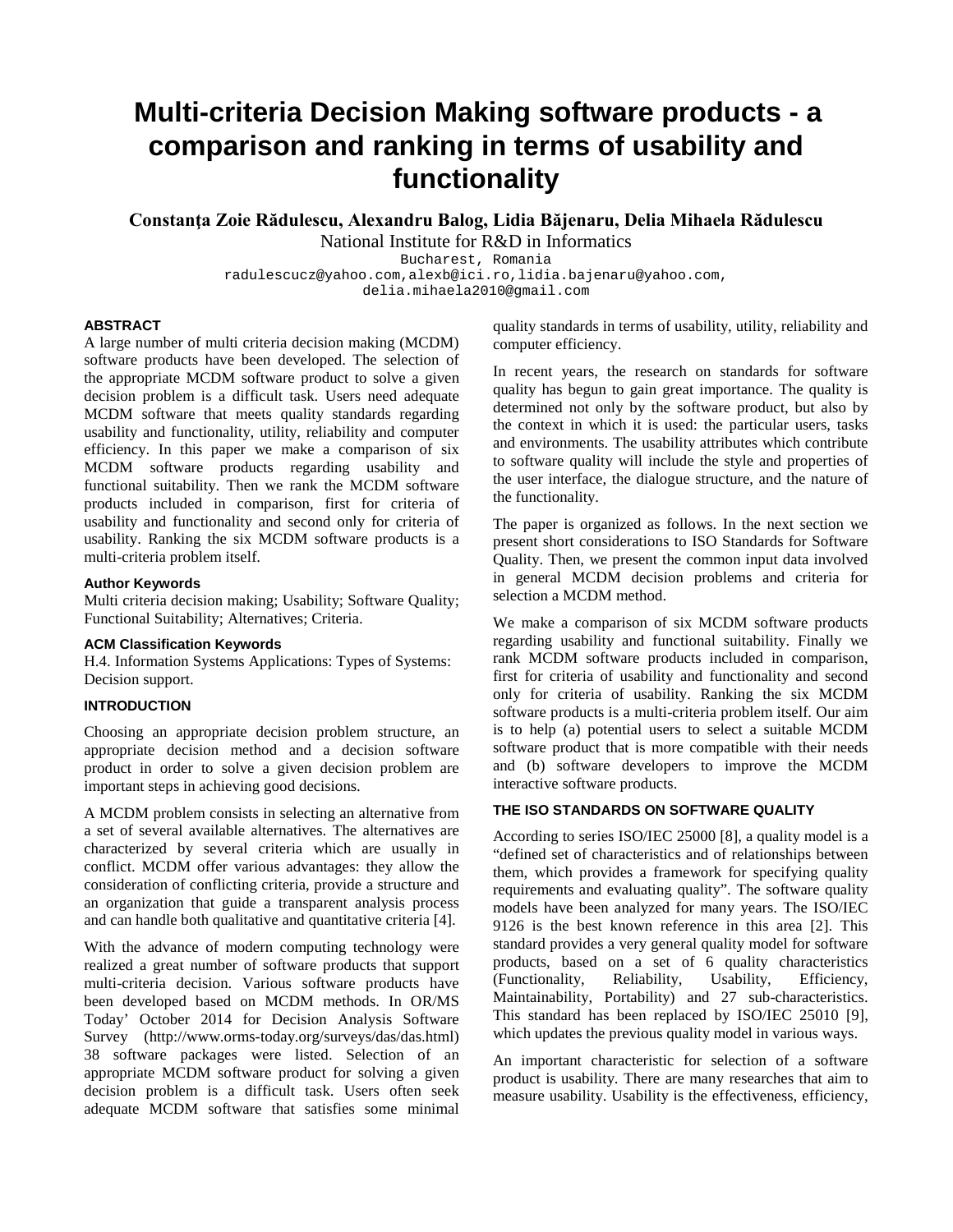# Multi-criteria Decision Making software products - a comparison and ranking in terms of usability and functionality

**Constanţa Zoie Rădulescu, Alexandru Balog, Lidia Băjenaru, Delia Mihaela Rădulescu**

National Institute for R&D in Informatics

Bucharest, Romania

radulescucz@yahoo.com,alexb@ici.ro,lidia.bajenaru@yahoo.com,
delia.mihaela2010@gmail.com

## ABSTRACT

A large number of multi criteria decision making (MCDM) software products have been developed. The selection of the appropriate MCDM software product to solve a given decision problem is a difficult task. Users need adequate MCDM software that meets quality standards regarding usability and functionality, utility, reliability and computer efficiency. In this paper we make a comparison of six MCDM software products regarding usability and functional suitability. Then we rank the MCDM software products included in comparison, first for criteria of usability and functionality and second only for criteria of usability. Ranking the six MCDM software products is a multi-criteria problem itself.

### Author Keywords

Multi criteria decision making; Usability; Software Quality; Functional Suitability; Alternatives; Criteria.

### ACM Classification Keywords

H.4. Information Systems Applications: Types of Systems: Decision support.

## INTRODUCTION

Choosing an appropriate decision problem structure, an appropriate decision method and a decision software product in order to solve a given decision problem are important steps in achieving good decisions.

A MCDM problem consists in selecting an alternative from a set of several available alternatives. The alternatives are characterized by several criteria which are usually in conflict. MCDM offer various advantages: they allow the consideration of conflicting criteria, provide a structure and an organization that guide a transparent analysis process and can handle both qualitative and quantitative criteria [4].

With the advance of modern computing technology were realized a great number of software products that support multi-criteria decision. Various software products have been developed based on MCDM methods. In OR/MS Today' October 2014 for Decision Analysis Software Survey (http://www.orms-today.org/surveys/das/das.html) 38 software packages were listed. Selection of an appropriate MCDM software product for solving a given decision problem is a difficult task. Users often seek adequate MCDM software that satisfies some minimal quality standards in terms of usability, utility, reliability and computer efficiency.

In recent years, the research on standards for software quality has begun to gain great importance. The quality is determined not only by the software product, but also by the context in which it is used: the particular users, tasks and environments. The usability attributes which contribute to software quality will include the style and properties of the user interface, the dialogue structure, and the nature of the functionality.

The paper is organized as follows. In the next section we present short considerations to ISO Standards for Software Quality. Then, we present the common input data involved in general MCDM decision problems and criteria for selection a MCDM method.

We make a comparison of six MCDM software products regarding usability and functional suitability. Finally we rank MCDM software products included in comparison, first for criteria of usability and functionality and second only for criteria of usability. Ranking the six MCDM software products is a multi-criteria problem itself. Our aim is to help (a) potential users to select a suitable MCDM software product that is more compatible with their needs and (b) software developers to improve the MCDM interactive software products.

## THE ISO STANDARDS ON SOFTWARE QUALITY

According to series ISO/IEC 25000 [8], a quality model is a "defined set of characteristics and of relationships between them, which provides a framework for specifying quality requirements and evaluating quality". The software quality models have been analyzed for many years. The ISO/IEC 9126 is the best known reference in this area [2]. This standard provides a very general quality model for software products, based on a set of 6 quality characteristics (Functionality, Reliability, Usability, Efficiency, Maintainability, Portability) and 27 sub-characteristics. This standard has been replaced by ISO/IEC 25010 [9], which updates the previous quality model in various ways.

An important characteristic for selection of a software product is usability. There are many researches that aim to measure usability. Usability is the effectiveness, efficiency,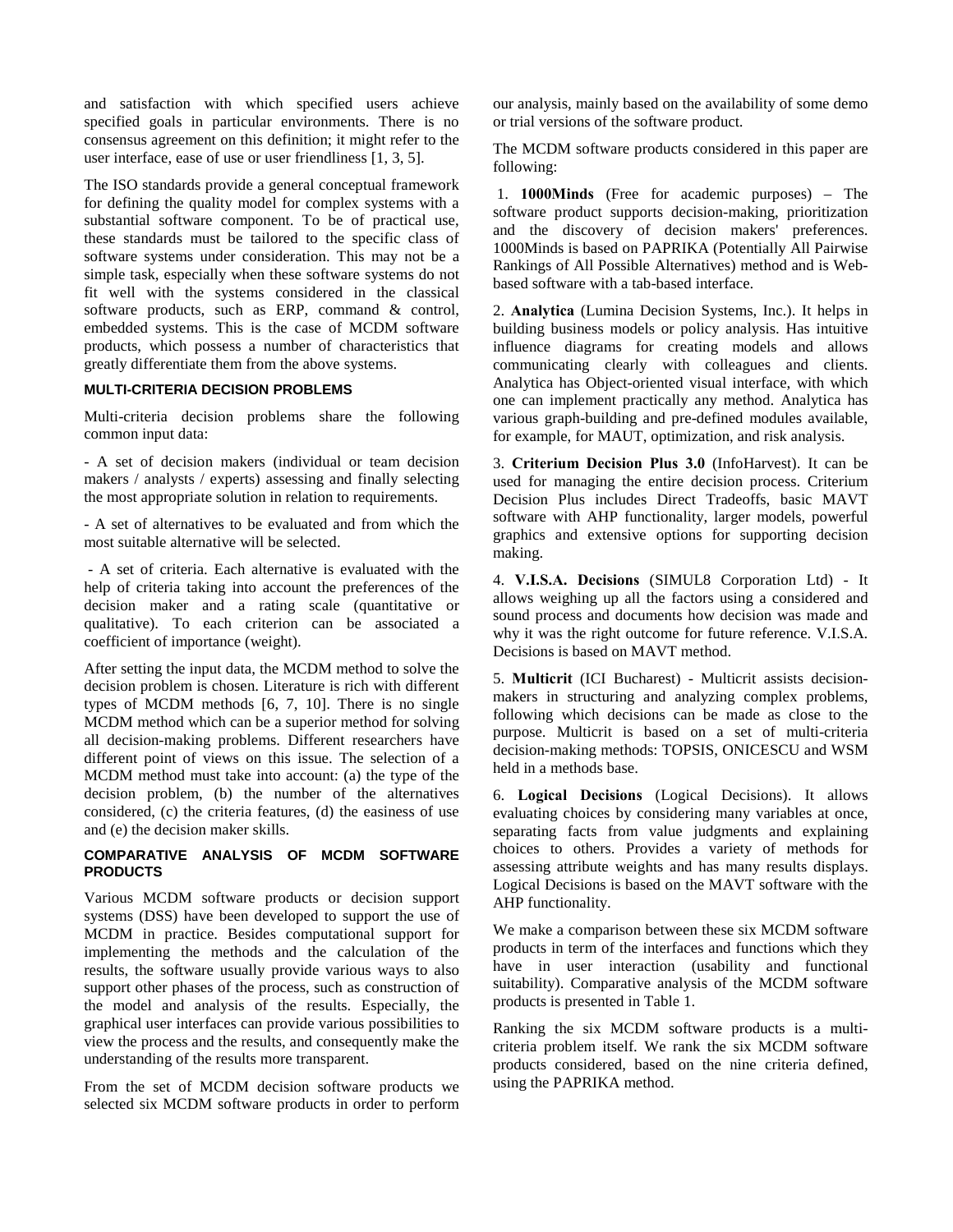and satisfaction with which specified users achieve specified goals in particular environments. There is no consensus agreement on this definition; it might refer to the user interface, ease of use or user friendliness [1, 3, 5].

The ISO standards provide a general conceptual framework for defining the quality model for complex systems with a substantial software component. To be of practical use, these standards must be tailored to the specific class of software systems under consideration. This may not be a simple task, especially when these software systems do not fit well with the systems considered in the classical software products, such as ERP, command & control, embedded systems. This is the case of MCDM software products, which possess a number of characteristics that greatly differentiate them from the above systems.

## MULTI-CRITERIA DECISION PROBLEMS

Multi-criteria decision problems share the following common input data:

- A set of decision makers (individual or team decision makers / analysts / experts) assessing and finally selecting the most appropriate solution in relation to requirements.

- A set of alternatives to be evaluated and from which the most suitable alternative will be selected.

- A set of criteria. Each alternative is evaluated with the help of criteria taking into account the preferences of the decision maker and a rating scale (quantitative or qualitative). To each criterion can be associated a coefficient of importance (weight).

After setting the input data, the MCDM method to solve the decision problem is chosen. Literature is rich with different types of MCDM methods [6, 7, 10]. There is no single MCDM method which can be a superior method for solving all decision-making problems. Different researchers have different point of views on this issue. The selection of a MCDM method must take into account: (a) the type of the decision problem, (b) the number of the alternatives considered, (c) the criteria features, (d) the easiness of use and (e) the decision maker skills.

## COMPARATIVE ANALYSIS OF MCDM SOFTWARE PRODUCTS

Various MCDM software products or decision support systems (DSS) have been developed to support the use of MCDM in practice. Besides computational support for implementing the methods and the calculation of the results, the software usually provide various ways to also support other phases of the process, such as construction of the model and analysis of the results. Especially, the graphical user interfaces can provide various possibilities to view the process and the results, and consequently make the understanding of the results more transparent.

From the set of MCDM decision software products we selected six MCDM software products in order to perform our analysis, mainly based on the availability of some demo or trial versions of the software product.

The MCDM software products considered in this paper are following:

1. **1000Minds** (Free for academic purposes) – The software product supports decision-making, prioritization and the discovery of decision makers' preferences. 1000Minds is based on PAPRIKA (Potentially All Pairwise Rankings of All Possible Alternatives) method and is Web-based software with a tab-based interface.

2. **Analytica** (Lumina Decision Systems, Inc.). It helps in building business models or policy analysis. Has intuitive influence diagrams for creating models and allows communicating clearly with colleagues and clients. Analytica has Object-oriented visual interface, with which one can implement practically any method. Analytica has various graph-building and pre-defined modules available, for example, for MAUT, optimization, and risk analysis.

3. **Criterium Decision Plus 3.0** (InfoHarvest). It can be used for managing the entire decision process. Criterium Decision Plus includes Direct Tradeoffs, basic MAVT software with AHP functionality, larger models, powerful graphics and extensive options for supporting decision making.

4. **V.I.S.A. Decisions** (SIMUL8 Corporation Ltd) - It allows weighing up all the factors using a considered and sound process and documents how decision was made and why it was the right outcome for future reference. V.I.S.A. Decisions is based on MAVT method.

5. **Multicrit** (ICI Bucharest) - Multicrit assists decision-makers in structuring and analyzing complex problems, following which decisions can be made as close to the purpose. Multicrit is based on a set of multi-criteria decision-making methods: TOPSIS, ONICESCU and WSM held in a methods base.

6. **Logical Decisions** (Logical Decisions). It allows evaluating choices by considering many variables at once, separating facts from value judgments and explaining choices to others. Provides a variety of methods for assessing attribute weights and has many results displays. Logical Decisions is based on the MAVT software with the AHP functionality.

We make a comparison between these six MCDM software products in term of the interfaces and functions which they have in user interaction (usability and functional suitability). Comparative analysis of the MCDM software products is presented in Table 1.

Ranking the six MCDM software products is a multi-criteria problem itself. We rank the six MCDM software products considered, based on the nine criteria defined, using the PAPRIKA method.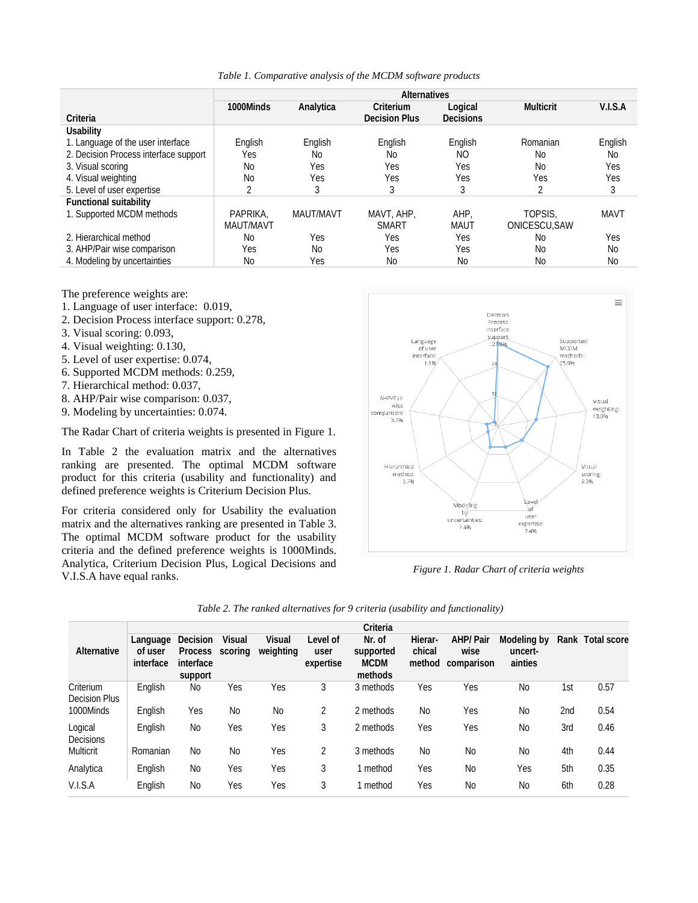*Table 1. Comparative analysis of the MCDM software products*

| Criteria | Alternatives | | | | | |
|---|---|---|---|---|---|---|
| | 1000Minds | Analytica | Criterium Decision Plus | Logical Decisions | Multicrit | V.I.S.A |
| **Usability** | | | | | | |
| 1. Language of the user interface | English | English | English | English | Romanian | English |
| 2. Decision Process interface support | Yes | No | No | NO | No | No |
| 3. Visual scoring | No | Yes | Yes | Yes | No | Yes |
| 4. Visual weighting | No | Yes | Yes | Yes | Yes | Yes |
| 5. Level of user expertise | 2 | 3 | 3 | 3 | 2 | 3 |
| **Functional suitability** | | | | | | |
| 1. Supported MCDM methods | PAPRIKA, MAUT/MAVT | MAUT/MAVT | MAVT, AHP, SMART | AHP, MAUT | TOPSIS, ONICESCU,SAW | MAVT |
| 2. Hierarchical method | No | Yes | Yes | Yes | No | Yes |
| 3. AHP/Pair wise comparison | Yes | No | Yes | Yes | No | No |
| 4. Modeling by uncertainties | No | Yes | No | No | No | No |

The preference weights are:
1. Language of user interface: 0.019,
2. Decision Process interface support: 0.278,
3. Visual scoring: 0.093,
4. Visual weighting: 0.130,
5. Level of user expertise: 0.074,
6. Supported MCDM methods: 0.259,
7. Hierarchical method: 0.037,
8. AHP/Pair wise comparison: 0.037,
9. Modeling by uncertainties: 0.074.

The Radar Chart of criteria weights is presented in Figure 1.

In Table 2 the evaluation matrix and the alternatives ranking are presented. The optimal MCDM software product for this criteria (usability and functionality) and defined preference weights is Criterium Decision Plus.

For criteria considered only for Usability the evaluation matrix and the alternatives ranking are presented in Table 3. The optimal MCDM software product for the usability criteria and the defined preference weights is 1000Minds. Analytica, Criterium Decision Plus, Logical Decisions and V.I.S.A have equal ranks.

*Figure 1. Radar Chart of criteria weights*

*Table 2. The ranked alternatives for 9 criteria (usability and functionality)*

| Alternative | Criteria | | | | | | | | | Rank | Total score |
|---|---|---|---|---|---|---|---|---|---|---|---|
| | Language of user interface | Decision Process interface support | Visual scoring | Visual weighting | Level of user expertise | Nr. of supported MCDM methods | Hierar-chical method | AHP/ Pair wise comparison | Modeling by uncert-ainties | | |
| Criterium Decision Plus | English | No | Yes | Yes | 3 | 3 methods | Yes | Yes | No | 1st | 0.57 |
| 1000Minds | English | Yes | No | No | 2 | 2 methods | No | Yes | No | 2nd | 0.54 |
| Logical Decisions | English | No | Yes | Yes | 3 | 2 methods | Yes | Yes | No | 3rd | 0.46 |
| Multicrit | Romanian | No | No | Yes | 2 | 3 methods | No | No | No | 4th | 0.44 |
| Analytica | English | No | Yes | Yes | 3 | 1 method | Yes | No | Yes | 5th | 0.35 |
| V.I.S.A | English | No | Yes | Yes | 3 | 1 method | Yes | No | No | 6th | 0.28 |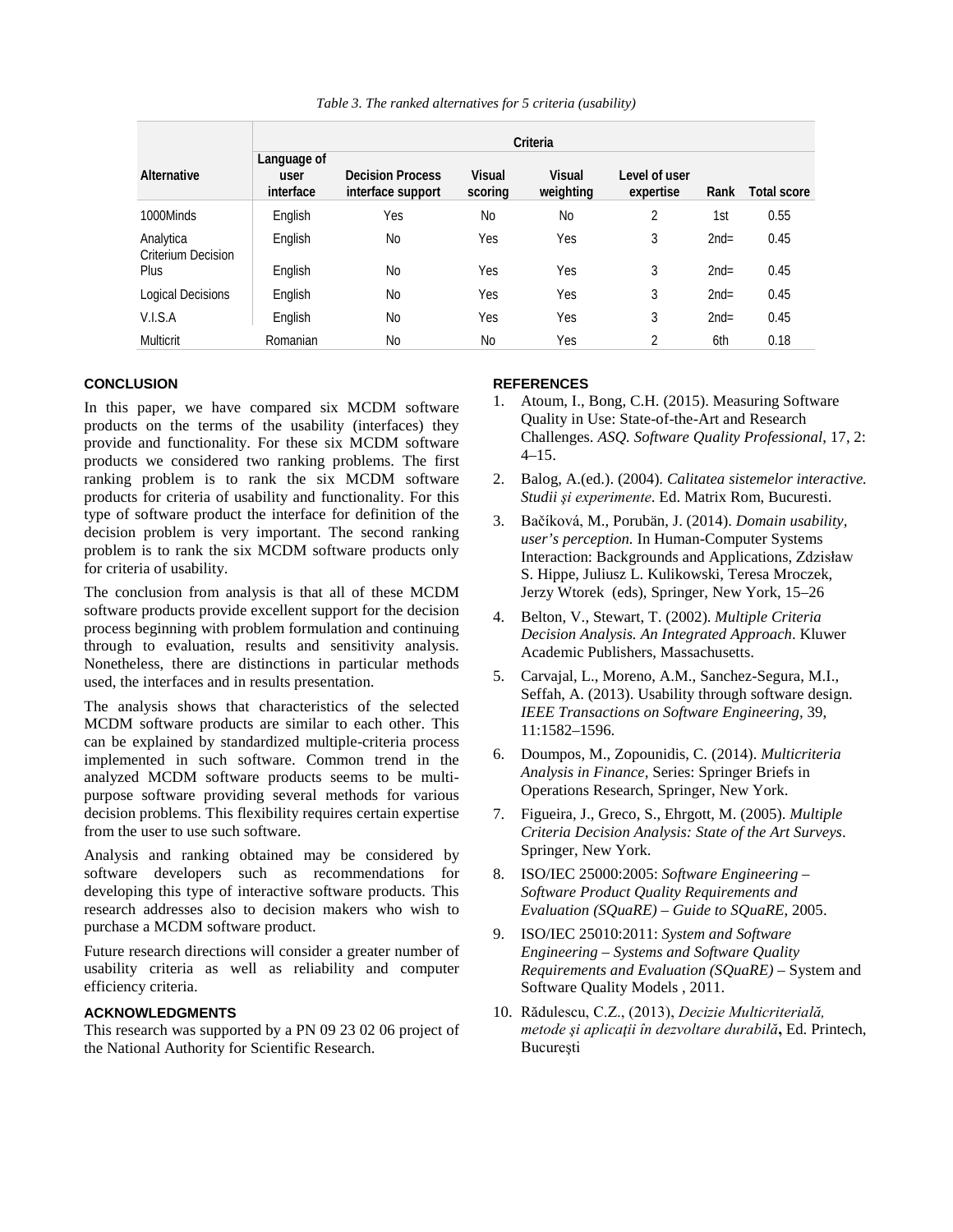*Table 3. The ranked alternatives for 5 criteria (usability)*

| Alternative | Criteria | | | | | | |
|---|---|---|---|---|---|---|---|
| | Language of user interface | Decision Process interface support | Visual scoring | Visual weighting | Level of user expertise | Rank | Total score |
| 1000Minds | English | Yes | No | No | 2 | 1st | 0.55 |
| Analytica | English | No | Yes | Yes | 3 | 2nd= | 0.45 |
| Criterium Decision Plus | English | No | Yes | Yes | 3 | 2nd= | 0.45 |
| Logical Decisions | English | No | Yes | Yes | 3 | 2nd= | 0.45 |
| V.I.S.A | English | No | Yes | Yes | 3 | 2nd= | 0.45 |
| Multicrit | Romanian | No | No | Yes | 2 | 6th | 0.18 |

## CONCLUSION

In this paper, we have compared six MCDM software products on the terms of the usability (interfaces) they provide and functionality. For these six MCDM software products we considered two ranking problems. The first ranking problem is to rank the six MCDM software products for criteria of usability and functionality. For this type of software product the interface for definition of the decision problem is very important. The second ranking problem is to rank the six MCDM software products only for criteria of usability.

The conclusion from analysis is that all of these MCDM software products provide excellent support for the decision process beginning with problem formulation and continuing through to evaluation, results and sensitivity analysis. Nonetheless, there are distinctions in particular methods used, the interfaces and in results presentation.

The analysis shows that characteristics of the selected MCDM software products are similar to each other. This can be explained by standardized multiple-criteria process implemented in such software. Common trend in the analyzed MCDM software products seems to be multi-purpose software providing several methods for various decision problems. This flexibility requires certain expertise from the user to use such software.

Analysis and ranking obtained may be considered by software developers such as recommendations for developing this type of interactive software products. This research addresses also to decision makers who wish to purchase a MCDM software product.

Future research directions will consider a greater number of usability criteria as well as reliability and computer efficiency criteria.

## ACKNOWLEDGMENTS

This research was supported by a PN 09 23 02 06 project of the National Authority for Scientific Research.

## REFERENCES

1. Atoum, I., Bong, C.H. (2015). Measuring Software Quality in Use: State-of-the-Art and Research Challenges. *ASQ. Software Quality Professional*, 17, 2: 4–15.
2. Balog, A.(ed.). (2004). *Calitatea sistemelor interactive. Studii şi experimente*. Ed. Matrix Rom, Bucuresti.
3. Bačíková, M., Porubän, J. (2014). *Domain usability, user's perception.* In Human-Computer Systems Interaction: Backgrounds and Applications, Zdzisław S. Hippe, Juliusz L. Kulikowski, Teresa Mroczek, Jerzy Wtorek (eds), Springer, New York, 15–26
4. Belton, V., Stewart, T. (2002). *Multiple Criteria Decision Analysis. An Integrated Approach*. Kluwer Academic Publishers, Massachusetts.
5. Carvajal, L., Moreno, A.M., Sanchez-Segura, M.I., Seffah, A. (2013). Usability through software design. *IEEE Transactions on Software Engineering*, 39, 11:1582–1596.
6. Doumpos, M., Zopounidis, C. (2014). *Multicriteria Analysis in Finance*, Series: Springer Briefs in Operations Research, Springer, New York.
7. Figueira, J., Greco, S., Ehrgott, M. (2005). *Multiple Criteria Decision Analysis: State of the Art Surveys*. Springer, New York.
8. ISO/IEC 25000:2005: *Software Engineering – Software Product Quality Requirements and Evaluation (SQuaRE) – Guide to SQuaRE*, 2005.
9. ISO/IEC 25010:2011: *System and Software Engineering – Systems and Software Quality Requirements and Evaluation (SQuaRE)* – System and Software Quality Models , 2011.
10. Rădulescu, C.Z., (2013), *Decizie Multicriterială, metode şi aplicaţii în dezvoltare durabilă*, Ed. Printech, Bucureşti